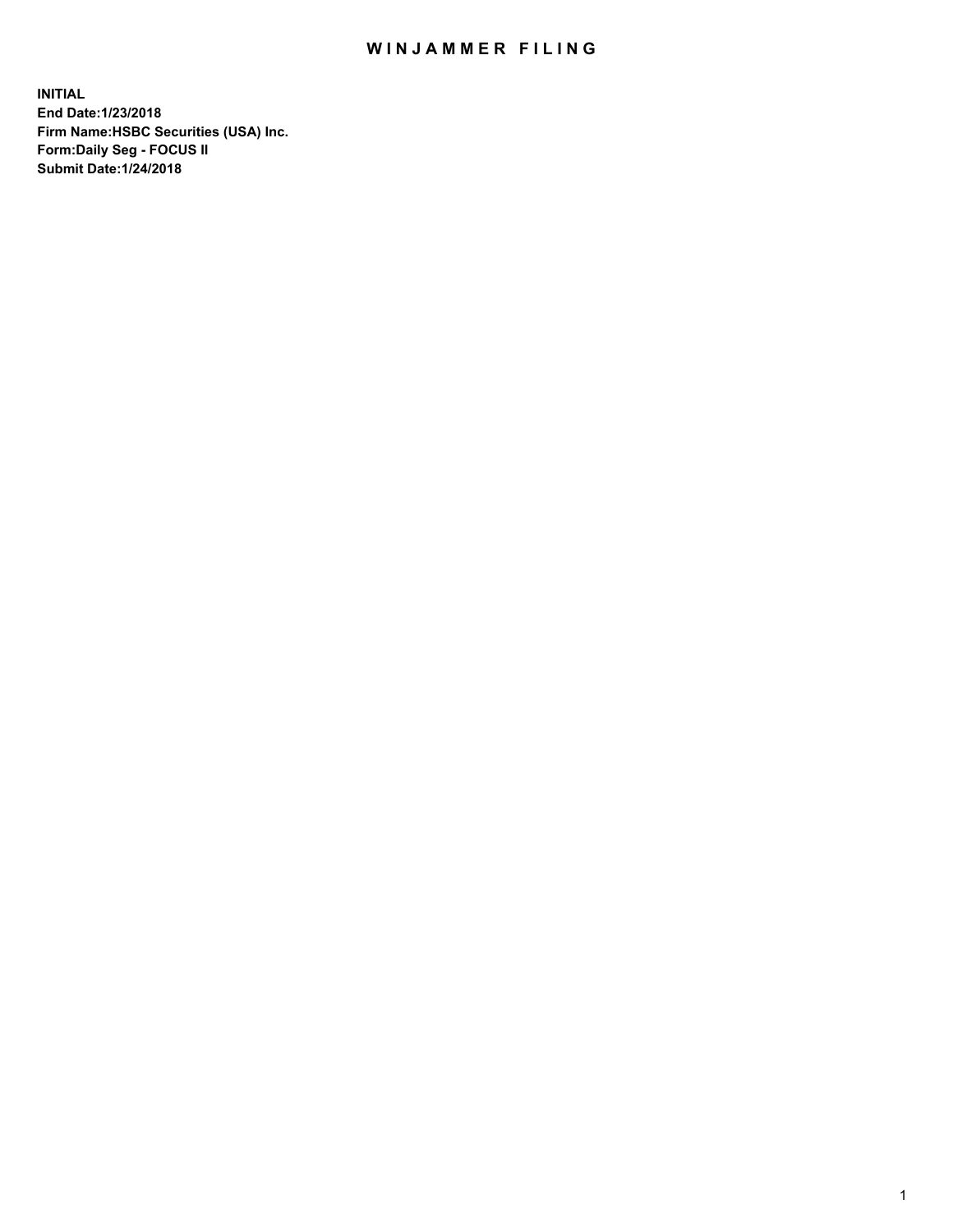# WINJAMMER FILING

**INITIAL**
**End Date:1/23/2018**
**Firm Name:HSBC Securities (USA) Inc.**
**Form:Daily Seg - FOCUS II**
**Submit Date:1/24/2018**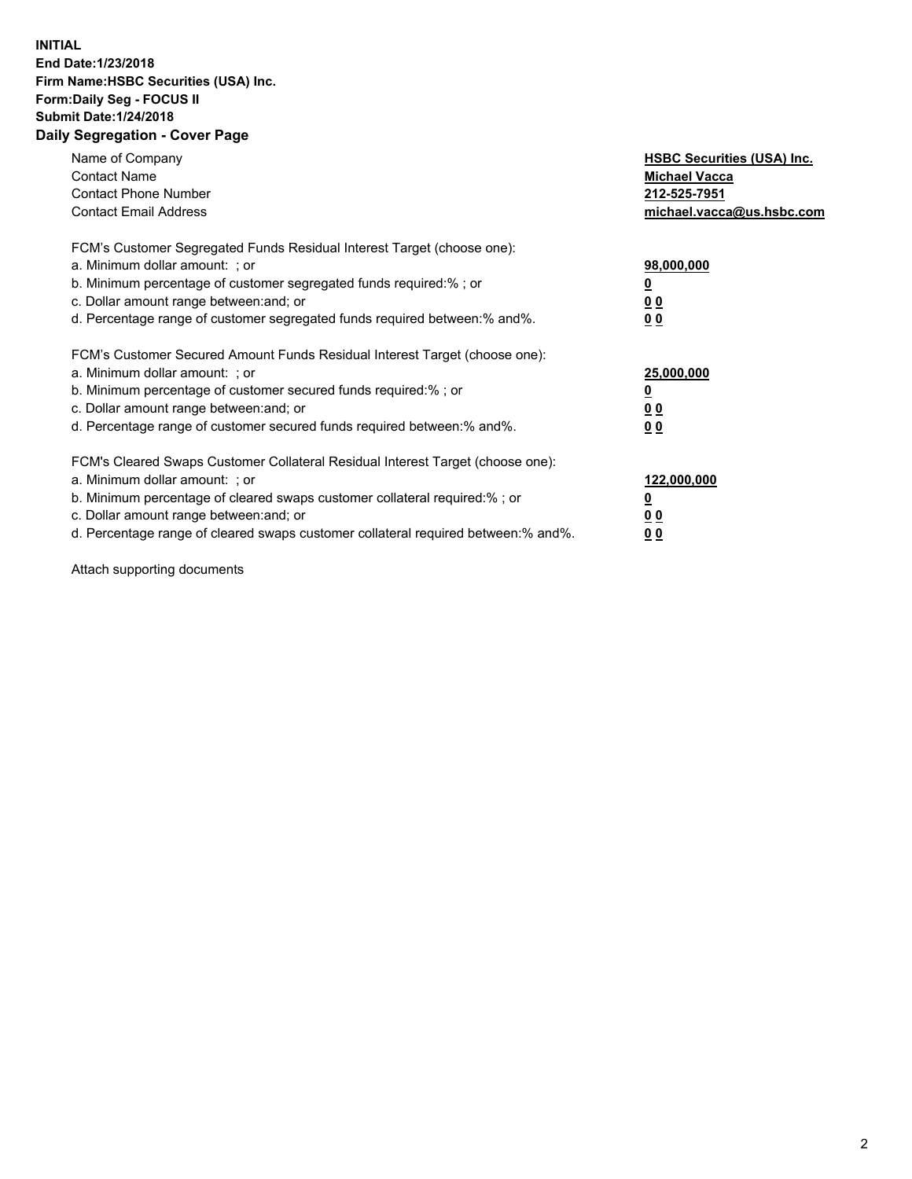**INITIAL**
**End Date:1/23/2018**
**Firm Name:HSBC Securities (USA) Inc.**
**Form:Daily Seg - FOCUS II**
**Submit Date:1/24/2018**

## Daily Segregation - Cover Page

| | |
|---|---|
| Name of Company | **HSBC Securities (USA) Inc.** |
| Contact Name | **Michael Vacca** |
| Contact Phone Number | **212-525-7951** |
| Contact Email Address | **michael.vacca@us.hsbc.com** |

| | |
|---|---|
| FCM's Customer Segregated Funds Residual Interest Target (choose one): | |
| a. Minimum dollar amount: ; or | **98,000,000** |
| b. Minimum percentage of customer segregated funds required:% ; or | **0** |
| c. Dollar amount range between:and; or | **0 0** |
| d. Percentage range of customer segregated funds required between:% and%. | **0 0** |

| | |
|---|---|
| FCM's Customer Secured Amount Funds Residual Interest Target (choose one): | |
| a. Minimum dollar amount: ; or | **25,000,000** |
| b. Minimum percentage of customer secured funds required:% ; or | **0** |
| c. Dollar amount range between:and; or | **0 0** |
| d. Percentage range of customer secured funds required between:% and%. | **0 0** |

| | |
|---|---|
| FCM's Cleared Swaps Customer Collateral Residual Interest Target (choose one): | |
| a. Minimum dollar amount: ; or | **122,000,000** |
| b. Minimum percentage of cleared swaps customer collateral required:% ; or | **0** |
| c. Dollar amount range between:and; or | **0 0** |
| d. Percentage range of cleared swaps customer collateral required between:% and%. | **0 0** |

Attach supporting documents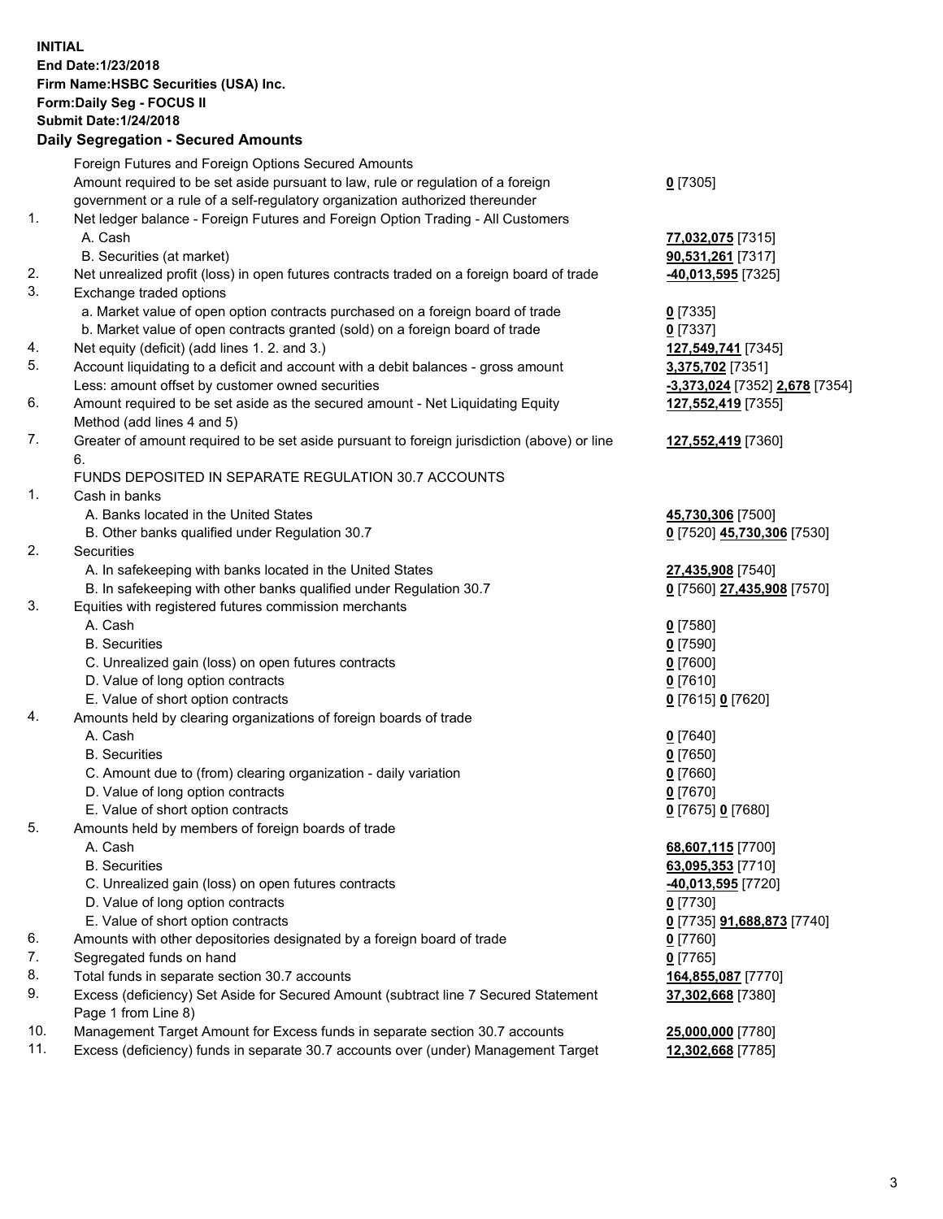**INITIAL**
**End Date:1/23/2018**
**Firm Name:HSBC Securities (USA) Inc.**
**Form:Daily Seg - FOCUS II**
**Submit Date:1/24/2018**

**Daily Segregation - Secured Amounts**

| | | |
|---|---|---|
| | Foreign Futures and Foreign Options Secured Amounts | |
| | Amount required to be set aside pursuant to law, rule or regulation of a foreign government or a rule of a self-regulatory organization authorized thereunder | **0** [7305] |
| 1. | Net ledger balance - Foreign Futures and Foreign Option Trading - All Customers | |
| | A. Cash | **77,032,075** [7315] |
| | B. Securities (at market) | **90,531,261** [7317] |
| 2. | Net unrealized profit (loss) in open futures contracts traded on a foreign board of trade | **-40,013,595** [7325] |
| 3. | Exchange traded options | |
| | a. Market value of open option contracts purchased on a foreign board of trade | **0** [7335] |
| | b. Market value of open contracts granted (sold) on a foreign board of trade | **0** [7337] |
| 4. | Net equity (deficit) (add lines 1. 2. and 3.) | **127,549,741** [7345] |
| 5. | Account liquidating to a deficit and account with a debit balances - gross amount | **3,375,702** [7351] |
| | Less: amount offset by customer owned securities | **-3,373,024** [7352] **2,678** [7354] |
| 6. | Amount required to be set aside as the secured amount - Net Liquidating Equity Method (add lines 4 and 5) | **127,552,419** [7355] |
| 7. | Greater of amount required to be set aside pursuant to foreign jurisdiction (above) or line 6. | **127,552,419** [7360] |
| | FUNDS DEPOSITED IN SEPARATE REGULATION 30.7 ACCOUNTS | |
| 1. | Cash in banks | |
| | A. Banks located in the United States | **45,730,306** [7500] |
| | B. Other banks qualified under Regulation 30.7 | **0** [7520] **45,730,306** [7530] |
| 2. | Securities | |
| | A. In safekeeping with banks located in the United States | **27,435,908** [7540] |
| | B. In safekeeping with other banks qualified under Regulation 30.7 | **0** [7560] **27,435,908** [7570] |
| 3. | Equities with registered futures commission merchants | |
| | A. Cash | **0** [7580] |
| | B. Securities | **0** [7590] |
| | C. Unrealized gain (loss) on open futures contracts | **0** [7600] |
| | D. Value of long option contracts | **0** [7610] |
| | E. Value of short option contracts | **0** [7615] **0** [7620] |
| 4. | Amounts held by clearing organizations of foreign boards of trade | |
| | A. Cash | **0** [7640] |
| | B. Securities | **0** [7650] |
| | C. Amount due to (from) clearing organization - daily variation | **0** [7660] |
| | D. Value of long option contracts | **0** [7670] |
| | E. Value of short option contracts | **0** [7675] **0** [7680] |
| 5. | Amounts held by members of foreign boards of trade | |
| | A. Cash | **68,607,115** [7700] |
| | B. Securities | **63,095,353** [7710] |
| | C. Unrealized gain (loss) on open futures contracts | **-40,013,595** [7720] |
| | D. Value of long option contracts | **0** [7730] |
| | E. Value of short option contracts | **0** [7735] **91,688,873** [7740] |
| 6. | Amounts with other depositories designated by a foreign board of trade | **0** [7760] |
| 7. | Segregated funds on hand | **0** [7765] |
| 8. | Total funds in separate section 30.7 accounts | **164,855,087** [7770] |
| 9. | Excess (deficiency) Set Aside for Secured Amount (subtract line 7 Secured Statement Page 1 from Line 8) | **37,302,668** [7380] |
| 10. | Management Target Amount for Excess funds in separate section 30.7 accounts | **25,000,000** [7780] |
| 11. | Excess (deficiency) funds in separate 30.7 accounts over (under) Management Target | **12,302,668** [7785] |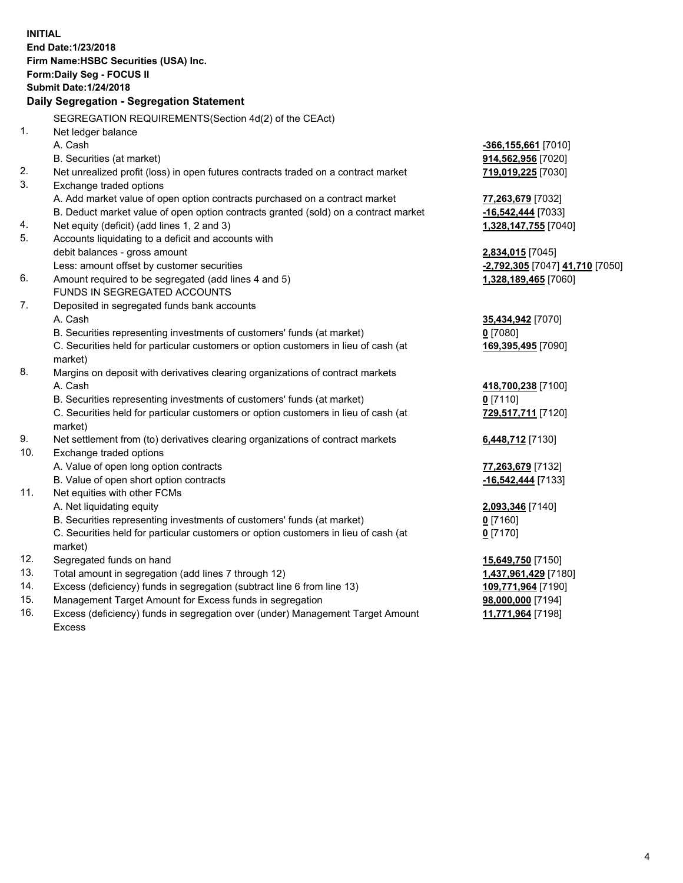**INITIAL**
**End Date:1/23/2018**
**Firm Name:HSBC Securities (USA) Inc.**
**Form:Daily Seg - FOCUS II**
**Submit Date:1/24/2018**

## Daily Segregation - Segregation Statement

SEGREGATION REQUIREMENTS(Section 4d(2) of the CEAct)

| | | |
|---|---|---|
| 1. | Net ledger balance | |
| | A. Cash | **-366,155,661** [7010] |
| | B. Securities (at market) | **914,562,956** [7020] |
| 2. | Net unrealized profit (loss) in open futures contracts traded on a contract market | **719,019,225** [7030] |
| 3. | Exchange traded options | |
| | A. Add market value of open option contracts purchased on a contract market | **77,263,679** [7032] |
| | B. Deduct market value of open option contracts granted (sold) on a contract market | **-16,542,444** [7033] |
| 4. | Net equity (deficit) (add lines 1, 2 and 3) | **1,328,147,755** [7040] |
| 5. | Accounts liquidating to a deficit and accounts with debit balances - gross amount | **2,834,015** [7045] |
| | Less: amount offset by customer securities | **-2,792,305** [7047] **41,710** [7050] |
| 6. | Amount required to be segregated (add lines 4 and 5) | **1,328,189,465** [7060] |
| | FUNDS IN SEGREGATED ACCOUNTS | |
| 7. | Deposited in segregated funds bank accounts | |
| | A. Cash | **35,434,942** [7070] |
| | B. Securities representing investments of customers' funds (at market) | **0** [7080] |
| | C. Securities held for particular customers or option customers in lieu of cash (at market) | **169,395,495** [7090] |
| 8. | Margins on deposit with derivatives clearing organizations of contract markets | |
| | A. Cash | **418,700,238** [7100] |
| | B. Securities representing investments of customers' funds (at market) | **0** [7110] |
| | C. Securities held for particular customers or option customers in lieu of cash (at market) | **729,517,711** [7120] |
| 9. | Net settlement from (to) derivatives clearing organizations of contract markets | **6,448,712** [7130] |
| 10. | Exchange traded options | |
| | A. Value of open long option contracts | **77,263,679** [7132] |
| | B. Value of open short option contracts | **-16,542,444** [7133] |
| 11. | Net equities with other FCMs | |
| | A. Net liquidating equity | **2,093,346** [7140] |
| | B. Securities representing investments of customers' funds (at market) | **0** [7160] |
| | C. Securities held for particular customers or option customers in lieu of cash (at market) | **0** [7170] |
| 12. | Segregated funds on hand | **15,649,750** [7150] |
| 13. | Total amount in segregation (add lines 7 through 12) | **1,437,961,429** [7180] |
| 14. | Excess (deficiency) funds in segregation (subtract line 6 from line 13) | **109,771,964** [7190] |
| 15. | Management Target Amount for Excess funds in segregation | **98,000,000** [7194] |
| 16. | Excess (deficiency) funds in segregation over (under) Management Target Amount Excess | **11,771,964** [7198] |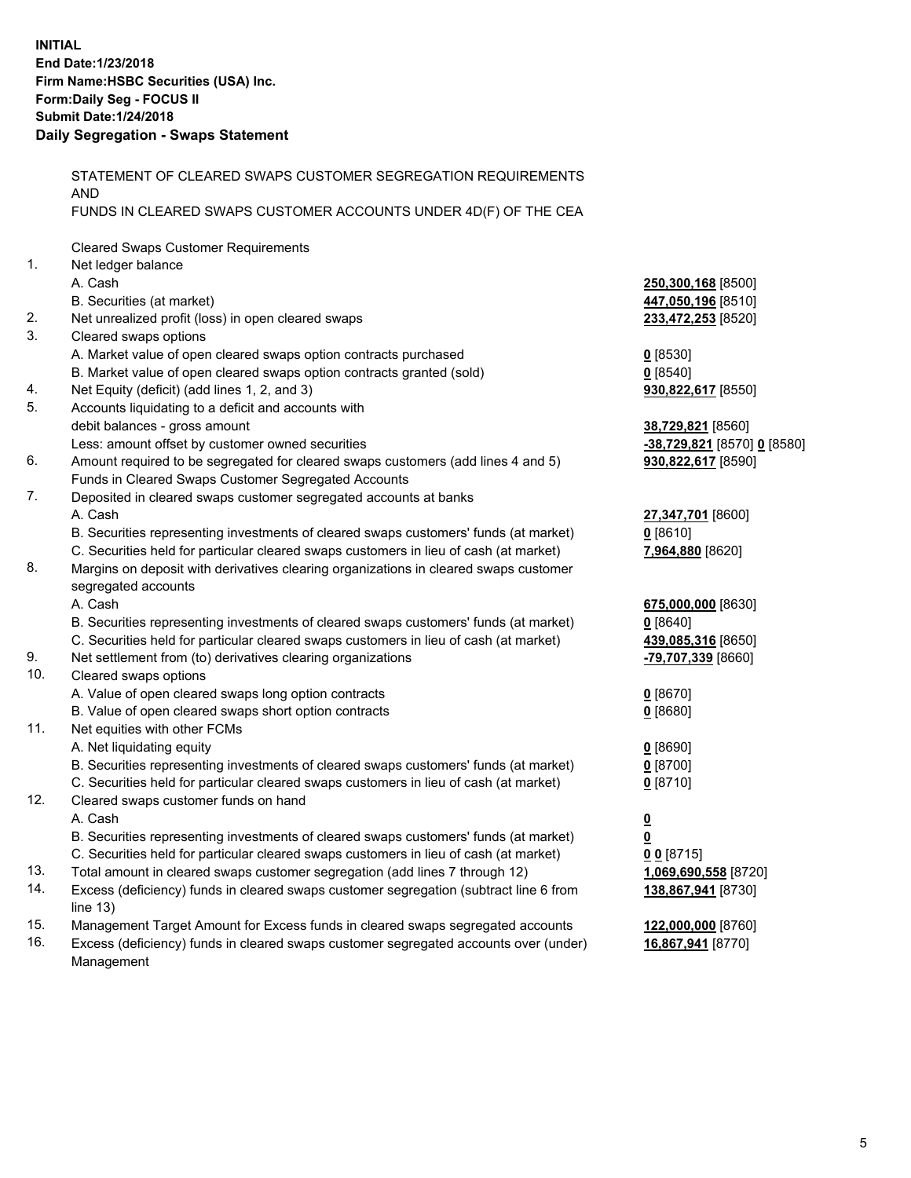**INITIAL**
**End Date:1/23/2018**
**Firm Name:HSBC Securities (USA) Inc.**
**Form:Daily Seg - FOCUS II**
**Submit Date:1/24/2018**
**Daily Segregation - Swaps Statement**

STATEMENT OF CLEARED SWAPS CUSTOMER SEGREGATION REQUIREMENTS AND FUNDS IN CLEARED SWAPS CUSTOMER ACCOUNTS UNDER 4D(F) OF THE CEA

| | | |
|---|---|---|
| | Cleared Swaps Customer Requirements | |
| 1. | Net ledger balance | |
| | A. Cash | **250,300,168** [8500] |
| | B. Securities (at market) | **447,050,196** [8510] |
| 2. | Net unrealized profit (loss) in open cleared swaps | **233,472,253** [8520] |
| 3. | Cleared swaps options | |
| | A. Market value of open cleared swaps option contracts purchased | **0** [8530] |
| | B. Market value of open cleared swaps option contracts granted (sold) | **0** [8540] |
| 4. | Net Equity (deficit) (add lines 1, 2, and 3) | **930,822,617** [8550] |
| 5. | Accounts liquidating to a deficit and accounts with | |
| | debit balances - gross amount | **38,729,821** [8560] |
| | Less: amount offset by customer owned securities | **-38,729,821** [8570] **0** [8580] |
| 6. | Amount required to be segregated for cleared swaps customers (add lines 4 and 5) | **930,822,617** [8590] |
| | Funds in Cleared Swaps Customer Segregated Accounts | |
| 7. | Deposited in cleared swaps customer segregated accounts at banks | |
| | A. Cash | **27,347,701** [8600] |
| | B. Securities representing investments of cleared swaps customers' funds (at market) | **0** [8610] |
| | C. Securities held for particular cleared swaps customers in lieu of cash (at market) | **7,964,880** [8620] |
| 8. | Margins on deposit with derivatives clearing organizations in cleared swaps customer segregated accounts | |
| | A. Cash | **675,000,000** [8630] |
| | B. Securities representing investments of cleared swaps customers' funds (at market) | **0** [8640] |
| | C. Securities held for particular cleared swaps customers in lieu of cash (at market) | **439,085,316** [8650] |
| 9. | Net settlement from (to) derivatives clearing organizations | **-79,707,339** [8660] |
| 10. | Cleared swaps options | |
| | A. Value of open cleared swaps long option contracts | **0** [8670] |
| | B. Value of open cleared swaps short option contracts | **0** [8680] |
| 11. | Net equities with other FCMs | |
| | A. Net liquidating equity | **0** [8690] |
| | B. Securities representing investments of cleared swaps customers' funds (at market) | **0** [8700] |
| | C. Securities held for particular cleared swaps customers in lieu of cash (at market) | **0** [8710] |
| 12. | Cleared swaps customer funds on hand | |
| | A. Cash | **0** |
| | B. Securities representing investments of cleared swaps customers' funds (at market) | **0** |
| | C. Securities held for particular cleared swaps customers in lieu of cash (at market) | **0** **0** [8715] |
| 13. | Total amount in cleared swaps customer segregation (add lines 7 through 12) | **1,069,690,558** [8720] |
| 14. | Excess (deficiency) funds in cleared swaps customer segregation (subtract line 6 from line 13) | **138,867,941** [8730] |
| 15. | Management Target Amount for Excess funds in cleared swaps segregated accounts | **122,000,000** [8760] |
| 16. | Excess (deficiency) funds in cleared swaps customer segregated accounts over (under) Management | **16,867,941** [8770] |